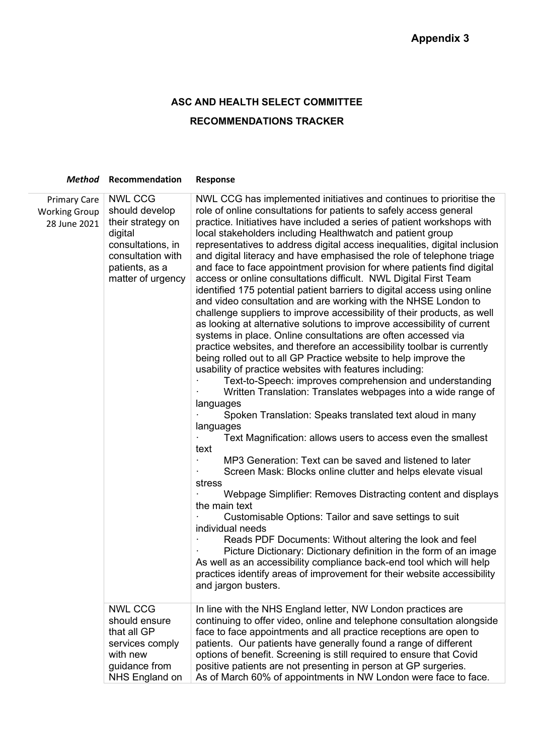**Appendix 3**

# ASC AND HEALTH SELECT COMMITTEE

## RECOMMENDATIONS TRACKER

| *Method* | **Recommendation** | **Response** |
|---|---|---|
| Primary Care Working Group 28 June 2021 | NWL CCG should develop their strategy on digital consultations, in consultation with patients, as a matter of urgency | NWL CCG has implemented initiatives and continues to prioritise the role of online consultations for patients to safely access general practice. Initiatives have included a series of patient workshops with local stakeholders including Healthwatch and patient group representatives to address digital access inequalities, digital inclusion and digital literacy and have emphasised the role of telephone triage and face to face appointment provision for where patients find digital access or online consultations difficult. NWL Digital First Team identified 175 potential patient barriers to digital access using online and video consultation and are working with the NHSE London to challenge suppliers to improve accessibility of their products, as well as looking at alternative solutions to improve accessibility of current systems in place. Online consultations are often accessed via practice websites, and therefore an accessibility toolbar is currently being rolled out to all GP Practice website to help improve the usability of practice websites with features including:<br>· Text-to-Speech: improves comprehension and understanding<br>· Written Translation: Translates webpages into a wide range of languages<br>· Spoken Translation: Speaks translated text aloud in many languages<br>· Text Magnification: allows users to access even the smallest text<br>· MP3 Generation: Text can be saved and listened to later<br>· Screen Mask: Blocks online clutter and helps elevate visual stress<br>· Webpage Simplifier: Removes Distracting content and displays the main text<br>· Customisable Options: Tailor and save settings to suit individual needs<br>· Reads PDF Documents: Without altering the look and feel<br>· Picture Dictionary: Dictionary definition in the form of an image<br>As well as an accessibility compliance back-end tool which will help practices identify areas of improvement for their website accessibility and jargon busters. |
| | NWL CCG should ensure that all GP services comply with new guidance from NHS England on | In line with the NHS England letter, NW London practices are continuing to offer video, online and telephone consultation alongside face to face appointments and all practice receptions are open to patients. Our patients have generally found a range of different options of benefit. Screening is still required to ensure that Covid positive patients are not presenting in person at GP surgeries.<br>As of March 60% of appointments in NW London were face to face. |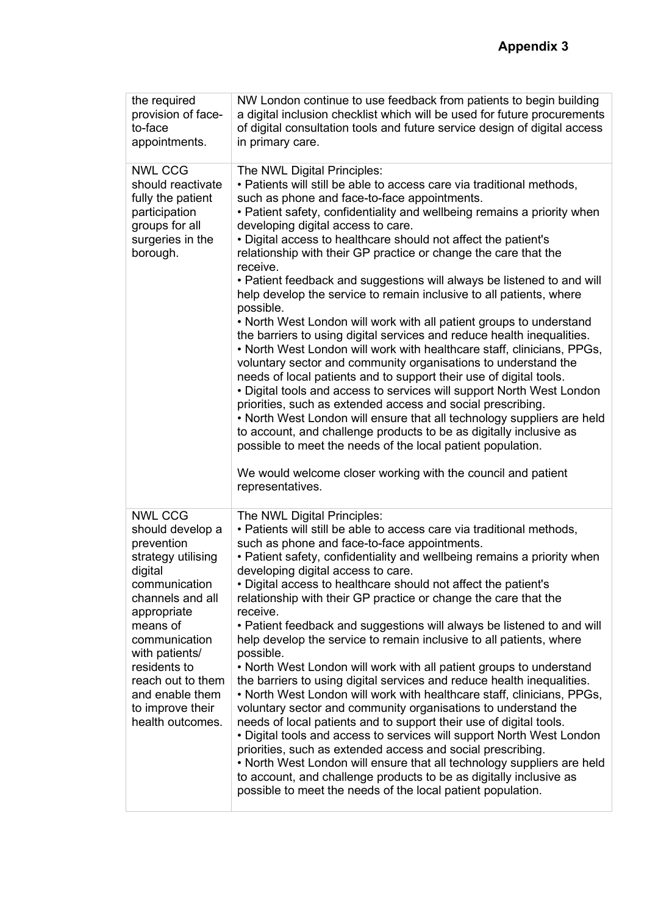**Appendix 3**

| | |
|---|---|
| the required provision of face-to-face appointments. | NW London continue to use feedback from patients to begin building a digital inclusion checklist which will be used for future procurements of digital consultation tools and future service design of digital access in primary care. |
| NWL CCG should reactivate fully the patient participation groups for all surgeries in the borough. | The NWL Digital Principles:<br>• Patients will still be able to access care via traditional methods, such as phone and face-to-face appointments.<br>• Patient safety, confidentiality and wellbeing remains a priority when developing digital access to care.<br>• Digital access to healthcare should not affect the patient's relationship with their GP practice or change the care that the receive.<br>• Patient feedback and suggestions will always be listened to and will help develop the service to remain inclusive to all patients, where possible.<br>• North West London will work with all patient groups to understand the barriers to using digital services and reduce health inequalities.<br>• North West London will work with healthcare staff, clinicians, PPGs, voluntary sector and community organisations to understand the needs of local patients and to support their use of digital tools.<br>• Digital tools and access to services will support North West London priorities, such as extended access and social prescribing.<br>• North West London will ensure that all technology suppliers are held to account, and challenge products to be as digitally inclusive as possible to meet the needs of the local patient population.<br><br>We would welcome closer working with the council and patient representatives. |
| NWL CCG should develop a prevention strategy utilising digital communication channels and all appropriate means of communication with patients/ residents to reach out to them and enable them to improve their health outcomes. | The NWL Digital Principles:<br>• Patients will still be able to access care via traditional methods, such as phone and face-to-face appointments.<br>• Patient safety, confidentiality and wellbeing remains a priority when developing digital access to care.<br>• Digital access to healthcare should not affect the patient's relationship with their GP practice or change the care that the receive.<br>• Patient feedback and suggestions will always be listened to and will help develop the service to remain inclusive to all patients, where possible.<br>• North West London will work with all patient groups to understand the barriers to using digital services and reduce health inequalities.<br>• North West London will work with healthcare staff, clinicians, PPGs, voluntary sector and community organisations to understand the needs of local patients and to support their use of digital tools.<br>• Digital tools and access to services will support North West London priorities, such as extended access and social prescribing.<br>• North West London will ensure that all technology suppliers are held to account, and challenge products to be as digitally inclusive as possible to meet the needs of the local patient population. |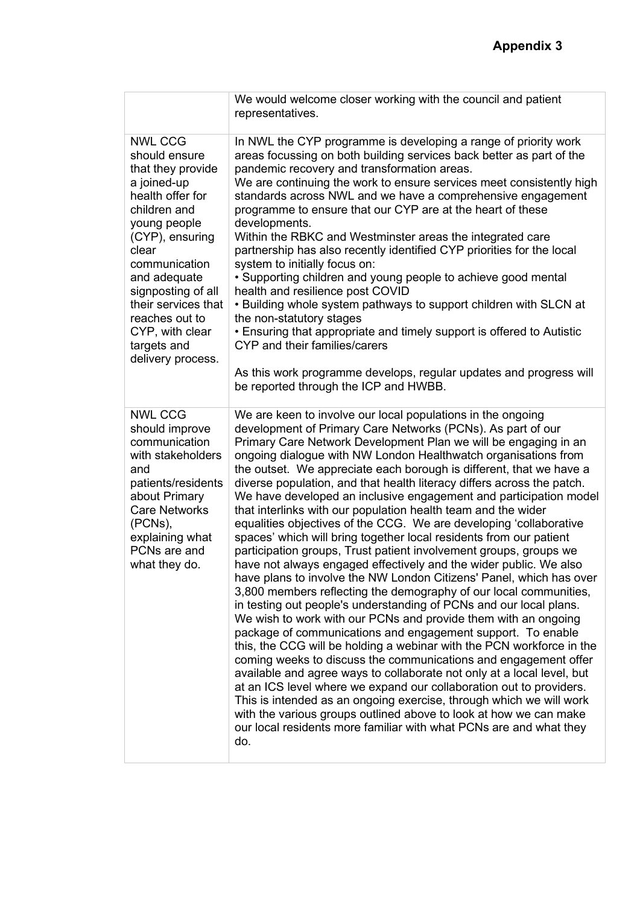**Appendix 3**

| | |
|---|---|
| | We would welcome closer working with the council and patient representatives. |
| NWL CCG should ensure that they provide a joined-up health offer for children and young people (CYP), ensuring clear communication and adequate signposting of all their services that reaches out to CYP, with clear targets and delivery process. | In NWL the CYP programme is developing a range of priority work areas focussing on both building services back better as part of the pandemic recovery and transformation areas.<br>We are continuing the work to ensure services meet consistently high standards across NWL and we have a comprehensive engagement programme to ensure that our CYP are at the heart of these developments.<br>Within the RBKC and Westminster areas the integrated care partnership has also recently identified CYP priorities for the local system to initially focus on:<br>• Supporting children and young people to achieve good mental health and resilience post COVID<br>• Building whole system pathways to support children with SLCN at the non-statutory stages<br>• Ensuring that appropriate and timely support is offered to Autistic CYP and their families/carers<br><br>As this work programme develops, regular updates and progress will be reported through the ICP and HWBB. |
| NWL CCG should improve communication with stakeholders and patients/residents about Primary Care Networks (PCNs), explaining what PCNs are and what they do. | We are keen to involve our local populations in the ongoing development of Primary Care Networks (PCNs). As part of our Primary Care Network Development Plan we will be engaging in an ongoing dialogue with NW London Healthwatch organisations from the outset. We appreciate each borough is different, that we have a diverse population, and that health literacy differs across the patch. We have developed an inclusive engagement and participation model that interlinks with our population health team and the wider equalities objectives of the CCG. We are developing 'collaborative spaces' which will bring together local residents from our patient participation groups, Trust patient involvement groups, groups we have not always engaged effectively and the wider public. We also have plans to involve the NW London Citizens' Panel, which has over 3,800 members reflecting the demography of our local communities, in testing out people's understanding of PCNs and our local plans. We wish to work with our PCNs and provide them with an ongoing package of communications and engagement support. To enable this, the CCG will be holding a webinar with the PCN workforce in the coming weeks to discuss the communications and engagement offer available and agree ways to collaborate not only at a local level, but at an ICS level where we expand our collaboration out to providers. This is intended as an ongoing exercise, through which we will work with the various groups outlined above to look at how we can make our local residents more familiar with what PCNs are and what they do. |